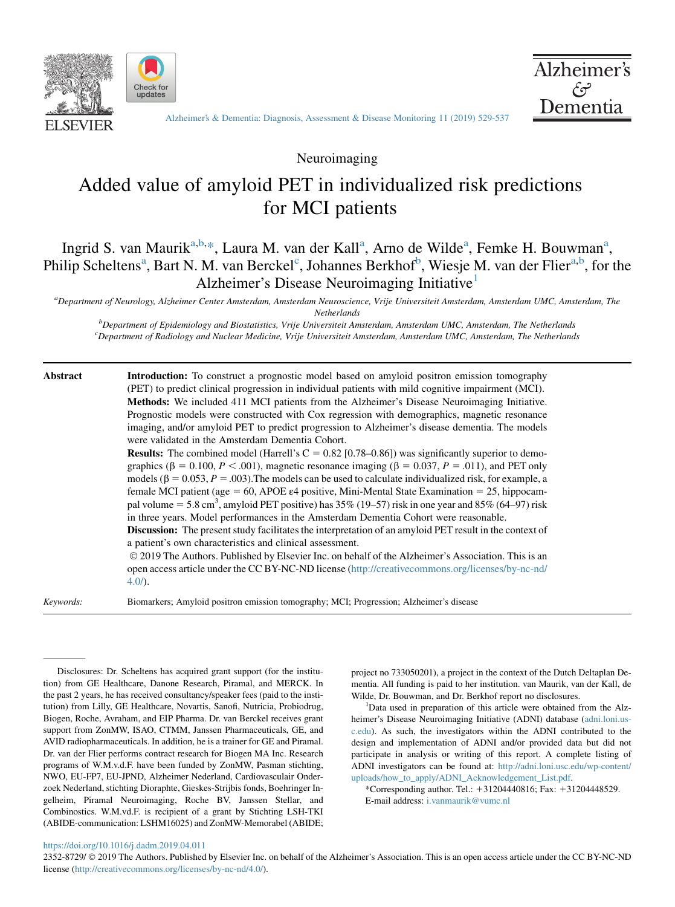Neuroimaging

# Added value of amyloid PET in individualized risk predictions for MCI patients

Ingrid S. van Maurik[a,b,*], Laura M. van der Kall[a], Arno de Wilde[a], Femke H. Bouwman[a], Philip Scheltens[a], Bart N. M. van Berckel[c], Johannes Berkhof[b], Wiesje M. van der Flier[a,b], for the Alzheimer's Disease Neuroimaging Initiative[1]

[a]Department of Neurology, Alzheimer Center Amsterdam, Amsterdam Neuroscience, Vrije Universiteit Amsterdam, Amsterdam UMC, Amsterdam, The Netherlands

[b]Department of Epidemiology and Biostatistics, Vrije Universiteit Amsterdam, Amsterdam UMC, Amsterdam, The Netherlands

[c]Department of Radiology and Nuclear Medicine, Vrije Universiteit Amsterdam, Amsterdam UMC, Amsterdam, The Netherlands

**Abstract**

**Introduction:** To construct a prognostic model based on amyloid positron emission tomography (PET) to predict clinical progression in individual patients with mild cognitive impairment (MCI).

**Methods:** We included 411 MCI patients from the Alzheimer's Disease Neuroimaging Initiative. Prognostic models were constructed with Cox regression with demographics, magnetic resonance imaging, and/or amyloid PET to predict progression to Alzheimer's disease dementia. The models were validated in the Amsterdam Dementia Cohort.

**Results:** The combined model (Harrell's C = 0.82 [0.78–0.86]) was significantly superior to demographics ($\beta = 0.100$, $P < .001$), magnetic resonance imaging ($\beta = 0.037$, $P = .011$), and PET only models ($\beta = 0.053$, $P = .003$).The models can be used to calculate individualized risk, for example, a female MCI patient (age = 60, APOE ε4 positive, Mini-Mental State Examination = 25, hippocampal volume = 5.8 $cm^3$, amyloid PET positive) has 35% (19–57) risk in one year and 85% (64–97) risk in three years. Model performances in the Amsterdam Dementia Cohort were reasonable.

**Discussion:** The present study facilitates the interpretation of an amyloid PET result in the context of a patient's own characteristics and clinical assessment.

© 2019 The Authors. Published by Elsevier Inc. on behalf of the Alzheimer's Association. This is an open access article under the CC BY-NC-ND license (http://creativecommons.org/licenses/by-nc-nd/4.0/).

*Keywords:* Biomarkers; Amyloid positron emission tomography; MCI; Progression; Alzheimer's disease

---

Disclosures: Dr. Scheltens has acquired grant support (for the institution) from GE Healthcare, Danone Research, Piramal, and MERCK. In the past 2 years, he has received consultancy/speaker fees (paid to the institution) from Lilly, GE Healthcare, Novartis, Sanofi, Nutricia, Probiodrug, Biogen, Roche, Avraham, and EIP Pharma. Dr. van Berckel receives grant support from ZonMW, ISAO, CTMM, Janssen Pharmaceuticals, GE, and AVID radiopharmaceuticals. In addition, he is a trainer for GE and Piramal. Dr. van der Flier performs contract research for Biogen MA Inc. Research programs of W.M.v.d.F. have been funded by ZonMW, Pasman stichting, NWO, EU-FP7, EU-JPND, Alzheimer Nederland, Cardiovasculair Onderzoek Nederland, stichting Dioraphte, Gieskes-Strijbis fonds, Boehringer Ingelheim, Piramal Neuroimaging, Roche BV, Janssen Stellar, and Combinostics. W.M.vd.F. is recipient of a grant by Stichting LSH-TKI (ABIDE-communication: LSHM16025) and ZonMW-Memorabel (ABIDE; project no 733050201), a project in the context of the Dutch Deltaplan Dementia. All funding is paid to her institution. van Maurik, van der Kall, de Wilde, Dr. Bouwman, and Dr. Berkhof report no disclosures.

[1]Data used in preparation of this article were obtained from the Alzheimer's Disease Neuroimaging Initiative (ADNI) database (adni.loni.usc.edu). As such, the investigators within the ADNI contributed to the design and implementation of ADNI and/or provided data but did not participate in analysis or writing of this report. A complete listing of ADNI investigators can be found at: http://adni.loni.usc.edu/wp-content/uploads/how_to_apply/ADNI_Acknowledgement_List.pdf.

*Corresponding author. Tel.: +31204440816; Fax: +31204448529.

E-mail address: i.vanmaurik@vumc.nl

https://doi.org/10.1016/j.dadm.2019.04.011

2352-8729/ © 2019 The Authors. Published by Elsevier Inc. on behalf of the Alzheimer's Association. This is an open access article under the CC BY-NC-ND license (http://creativecommons.org/licenses/by-nc-nd/4.0/).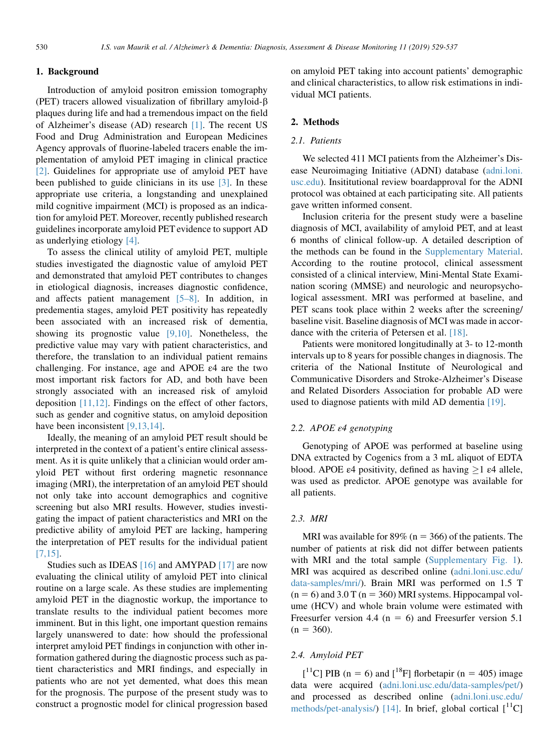## 1. Background

Introduction of amyloid positron emission tomography (PET) tracers allowed visualization of fibrillary amyloid-β plaques during life and had a tremendous impact on the field of Alzheimer's disease (AD) research [1]. The recent US Food and Drug Administration and European Medicines Agency approvals of fluorine-labeled tracers enable the implementation of amyloid PET imaging in clinical practice [2]. Guidelines for appropriate use of amyloid PET have been published to guide clinicians in its use [3]. In these appropriate use criteria, a longstanding and unexplained mild cognitive impairment (MCI) is proposed as an indication for amyloid PET. Moreover, recently published research guidelines incorporate amyloid PET evidence to support AD as underlying etiology [4].

To assess the clinical utility of amyloid PET, multiple studies investigated the diagnostic value of amyloid PET and demonstrated that amyloid PET contributes to changes in etiological diagnosis, increases diagnostic confidence, and affects patient management [5–8]. In addition, in predementia stages, amyloid PET positivity has repeatedly been associated with an increased risk of dementia, showing its prognostic value [9,10]. Nonetheless, the predictive value may vary with patient characteristics, and therefore, the translation to an individual patient remains challenging. For instance, age and APOE ε4 are the two most important risk factors for AD, and both have been strongly associated with an increased risk of amyloid deposition [11,12]. Findings on the effect of other factors, such as gender and cognitive status, on amyloid deposition have been inconsistent [9,13,14].

Ideally, the meaning of an amyloid PET result should be interpreted in the context of a patient's entire clinical assessment. As it is quite unlikely that a clinician would order amyloid PET without first ordering magnetic resonance imaging (MRI), the interpretation of an amyloid PET should not only take into account demographics and cognitive screening but also MRI results. However, studies investigating the impact of patient characteristics and MRI on the predictive ability of amyloid PET are lacking, hampering the interpretation of PET results for the individual patient [7,15].

Studies such as IDEAS [16] and AMYPAD [17] are now evaluating the clinical utility of amyloid PET into clinical routine on a large scale. As these studies are implementing amyloid PET in the diagnostic workup, the importance to translate results to the individual patient becomes more imminent. But in this light, one important question remains largely unanswered to date: how should the professional interpret amyloid PET findings in conjunction with other information gathered during the diagnostic process such as patient characteristics and MRI findings, and especially in patients who are not yet demented, what does this mean for the prognosis. The purpose of the present study was to construct a prognostic model for clinical progression based on amyloid PET taking into account patients' demographic and clinical characteristics, to allow risk estimations in individual MCI patients.

## 2. Methods

### 2.1. Patients

We selected 411 MCI patients from the Alzheimer's Disease Neuroimaging Initiative (ADNI) database (adni.loni.usc.edu). Insititutional review boardapproval for the ADNI protocol was obtained at each participating site. All patients gave written informed consent.

Inclusion criteria for the present study were a baseline diagnosis of MCI, availability of amyloid PET, and at least 6 months of clinical follow-up. A detailed description of the methods can be found in the Supplementary Material. According to the routine protocol, clinical assessment consisted of a clinical interview, Mini-Mental State Examination scoring (MMSE) and neurologic and neuropsychological assessment. MRI was performed at baseline, and PET scans took place within 2 weeks after the screening/baseline visit. Baseline diagnosis of MCI was made in accordance with the criteria of Petersen et al. [18].

Patients were monitored longitudinally at 3- to 12-month intervals up to 8 years for possible changes in diagnosis. The criteria of the National Institute of Neurological and Communicative Disorders and Stroke-Alzheimer's Disease and Related Disorders Association for probable AD were used to diagnose patients with mild AD dementia [19].

### 2.2. APOE ε4 genotyping

Genotyping of APOE was performed at baseline using DNA extracted by Cogenics from a 3 mL aliquot of EDTA blood. APOE ε4 positivity, defined as having ≥1 ε4 allele, was used as predictor. APOE genotype was available for all patients.

### 2.3. MRI

MRI was available for 89% (n = 366) of the patients. The number of patients at risk did not differ between patients with MRI and the total sample (Supplementary Fig. 1). MRI was acquired as described online (adni.loni.usc.edu/data-samples/mri/). Brain MRI was performed on 1.5 T (n = 6) and 3.0 T (n = 360) MRI systems. Hippocampal volume (HCV) and whole brain volume were estimated with Freesurfer version 4.4 (n = 6) and Freesurfer version 5.1 (n = 360).

### 2.4. Amyloid PET

[$^{11}$C] PIB (n = 6) and [$^{18}$F] florbetapir (n = 405) image data were acquired (adni.loni.usc.edu/data-samples/pet/) and processed as described online (adni.loni.usc.edu/methods/pet-analysis/) [14]. In brief, global cortical [$^{11}$C]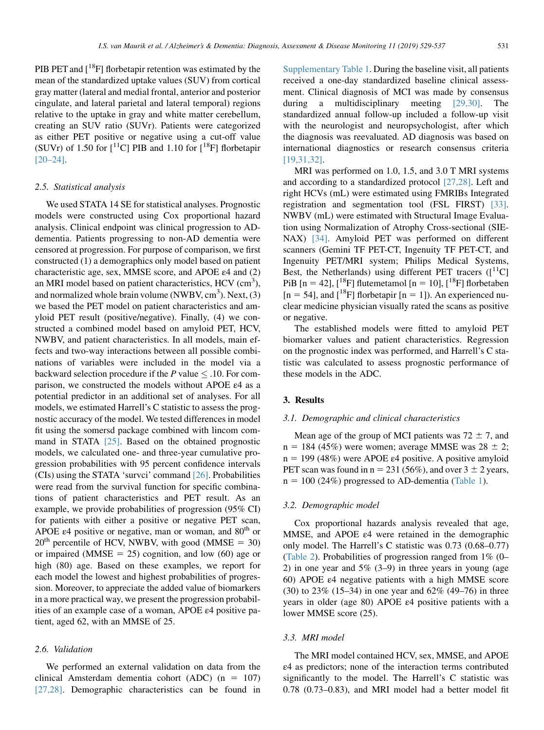PIB PET and [$^{18}$F] florbetapir retention was estimated by the mean of the standardized uptake values (SUV) from cortical gray matter (lateral and medial frontal, anterior and posterior cingulate, and lateral parietal and lateral temporal) regions relative to the uptake in gray and white matter cerebellum, creating an SUV ratio (SUVr). Patients were categorized as either PET positive or negative using a cut-off value (SUVr) of 1.50 for [$^{11}$C] PIB and 1.10 for [$^{18}$F] florbetapir [20–24].

### 2.5. Statistical analysis

We used STATA 14 SE for statistical analyses. Prognostic models were constructed using Cox proportional hazard analysis. Clinical endpoint was clinical progression to AD-dementia. Patients progressing to non-AD dementia were censored at progression. For purpose of comparison, we first constructed (1) a demographics only model based on patient characteristic age, sex, MMSE score, and APOE ε4 and (2) an MRI model based on patient characteristics, HCV (cm$^3$), and normalized whole brain volume (NWBV, cm$^3$). Next, (3) we based the PET model on patient characteristics and amyloid PET result (positive/negative). Finally, (4) we constructed a combined model based on amyloid PET, HCV, NWBV, and patient characteristics. In all models, main effects and two-way interactions between all possible combinations of variables were included in the model via a backward selection procedure if the $P$ value $\leq .10$. For comparison, we constructed the models without APOE ε4 as a potential predictor in an additional set of analyses. For all models, we estimated Harrell's C statistic to assess the prognostic accuracy of the model. We tested differences in model fit using the somersd package combined with lincom command in STATA [25]. Based on the obtained prognostic models, we calculated one- and three-year cumulative progression probabilities with 95 percent confidence intervals (CIs) using the STATA 'survci' command [26]. Probabilities were read from the survival function for specific combinations of patient characteristics and PET result. As an example, we provide probabilities of progression (95% CI) for patients with either a positive or negative PET scan, APOE ε4 positive or negative, man or woman, and 80$^{th}$ or 20$^{th}$ percentile of HCV, NWBV, with good (MMSE = 30) or impaired (MMSE = 25) cognition, and low (60) age or high (80) age. Based on these examples, we report for each model the lowest and highest probabilities of progression. Moreover, to appreciate the added value of biomarkers in a more practical way, we present the progression probabilities of an example case of a woman, APOE ε4 positive patient, aged 62, with an MMSE of 25.

### 2.6. Validation

We performed an external validation on data from the clinical Amsterdam dementia cohort (ADC) (n = 107) [27,28]. Demographic characteristics can be found in Supplementary Table 1. During the baseline visit, all patients received a one-day standardized baseline clinical assessment. Clinical diagnosis of MCI was made by consensus during a multidisciplinary meeting [29,30]. The standardized annual follow-up included a follow-up visit with the neurologist and neuropsychologist, after which the diagnosis was reevaluated. AD diagnosis was based on international diagnostics or research consensus criteria [19,31,32].

MRI was performed on 1.0, 1.5, and 3.0 T MRI systems and according to a standardized protocol [27,28]. Left and right HCVs (mL) were estimated using FMRIBs Integrated registration and segmentation tool (FSL FIRST) [33]. NWBV (mL) were estimated with Structural Image Evaluation using Normalization of Atrophy Cross-sectional (SIENAX) [34]. Amyloid PET was performed on different scanners (Gemini TF PET-CT, Ingenuity TF PET-CT, and Ingenuity PET/MRI system; Philips Medical Systems, Best, the Netherlands) using different PET tracers ([$^{11}$C] PiB [n = 42], [$^{18}$F] flutemetamol [n = 10], [$^{18}$F] florbetaben [n = 54], and [$^{18}$F] florbetapir [n = 1]). An experienced nuclear medicine physician visually rated the scans as positive or negative.

The established models were fitted to amyloid PET biomarker values and patient characteristics. Regression on the prognostic index was performed, and Harrell's C statistic was calculated to assess prognostic performance of these models in the ADC.

## 3. Results

### 3.1. Demographic and clinical characteristics

Mean age of the group of MCI patients was 72 ± 7, and n = 184 (45%) were women; average MMSE was 28 ± 2; n = 199 (48%) were APOE ε4 positive. A positive amyloid PET scan was found in n = 231 (56%), and over 3 ± 2 years, n = 100 (24%) progressed to AD-dementia (Table 1).

### 3.2. Demographic model

Cox proportional hazards analysis revealed that age, MMSE, and APOE ε4 were retained in the demographic only model. The Harrell's C statistic was 0.73 (0.68–0.77) (Table 2). Probabilities of progression ranged from 1% (0–2) in one year and 5% (3–9) in three years in young (age 60) APOE ε4 negative patients with a high MMSE score (30) to 23% (15–34) in one year and 62% (49–76) in three years in older (age 80) APOE ε4 positive patients with a lower MMSE score (25).

### 3.3. MRI model

The MRI model contained HCV, sex, MMSE, and APOE ε4 as predictors; none of the interaction terms contributed significantly to the model. The Harrell's C statistic was 0.78 (0.73–0.83), and MRI model had a better model fit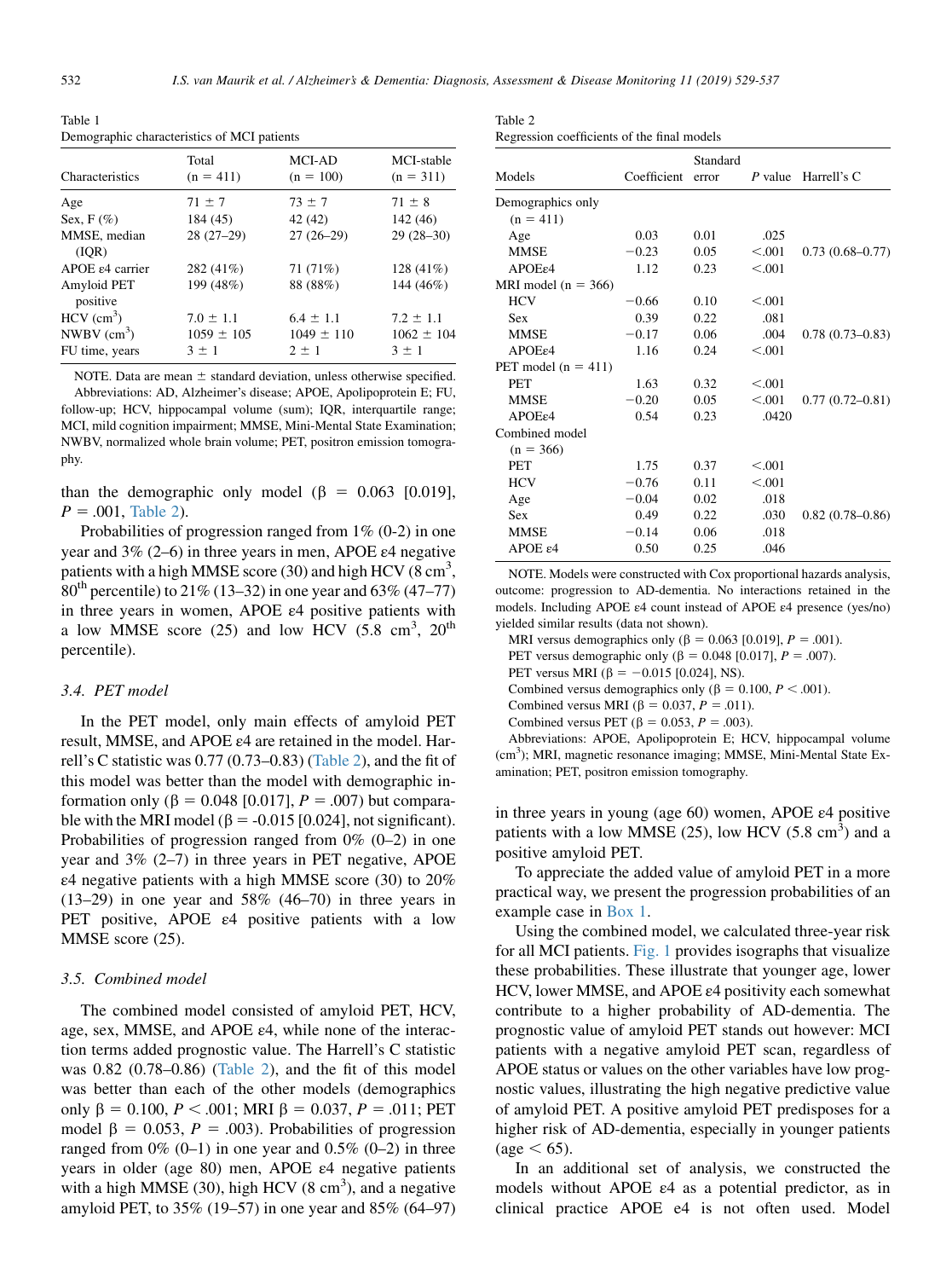Table 1
Demographic characteristics of MCI patients

| Characteristics | Total (n = 411) | MCI-AD (n = 100) | MCI-stable (n = 311) |
|---|---|---|---|
| Age | 71 ± 7 | 73 ± 7 | 71 ± 8 |
| Sex, F (%) | 184 (45) | 42 (42) | 142 (46) |
| MMSE, median (IQR) | 28 (27–29) | 27 (26–29) | 29 (28–30) |
| APOE ε4 carrier | 282 (41%) | 71 (71%) | 128 (41%) |
| Amyloid PET positive | 199 (48%) | 88 (88%) | 144 (46%) |
| HCV ($cm^3$) | 7.0 ± 1.1 | 6.4 ± 1.1 | 7.2 ± 1.1 |
| NWBV ($cm^3$) | 1059 ± 105 | 1049 ± 110 | 1062 ± 104 |
| FU time, years | 3 ± 1 | 2 ± 1 | 3 ± 1 |

NOTE. Data are mean ± standard deviation, unless otherwise specified.
Abbreviations: AD, Alzheimer's disease; APOE, Apolipoprotein E; FU, follow-up; HCV, hippocampal volume (sum); IQR, interquartile range; MCI, mild cognition impairment; MMSE, Mini-Mental State Examination; NWBV, normalized whole brain volume; PET, positron emission tomography.

than the demographic only model (β = 0.063 [0.019], $P$ = .001, Table 2).

Probabilities of progression ranged from 1% (0-2) in one year and 3% (2–6) in three years in men, APOE ε4 negative patients with a high MMSE score (30) and high HCV (8 $cm^3$, 80[th] percentile) to 21% (13–32) in one year and 63% (47–77) in three years in women, APOE ε4 positive patients with a low MMSE score (25) and low HCV (5.8 $cm^3$, 20[th] percentile).

### 3.4. PET model

In the PET model, only main effects of amyloid PET result, MMSE, and APOE ε4 are retained in the model. Harrell's C statistic was 0.77 (0.73–0.83) (Table 2), and the fit of this model was better than the model with demographic information only (β = 0.048 [0.017], $P$ = .007) but comparable with the MRI model (β = -0.015 [0.024], not significant). Probabilities of progression ranged from 0% (0–2) in one year and 3% (2–7) in three years in PET negative, APOE ε4 negative patients with a high MMSE score (30) to 20% (13–29) in one year and 58% (46–70) in three years in PET positive, APOE ε4 positive patients with a low MMSE score (25).

### 3.5. Combined model

The combined model consisted of amyloid PET, HCV, age, sex, MMSE, and APOE ε4, while none of the interaction terms added prognostic value. The Harrell's C statistic was 0.82 (0.78–0.86) (Table 2), and the fit of this model was better than each of the other models (demographics only β = 0.100, $P$ < .001; MRI β = 0.037, $P$ = .011; PET model β = 0.053, $P$ = .003). Probabilities of progression ranged from 0% (0–1) in one year and 0.5% (0–2) in three years in older (age 80) men, APOE ε4 negative patients with a high MMSE (30), high HCV (8 $cm^3$), and a negative amyloid PET, to 35% (19–57) in one year and 85% (64–97)

Table 2
Regression coefficients of the final models

| Models | Coefficient | Standard error | $P$ value | Harrell's C |
|---|---|---|---|---|
| Demographics only (n = 411) | | | | |
| Age | 0.03 | 0.01 | .025 | |
| MMSE | −0.23 | 0.05 | <.001 | 0.73 (0.68–0.77) |
| APOEε4 | 1.12 | 0.23 | <.001 | |
| MRI model (n = 366) | | | | |
| HCV | −0.66 | 0.10 | <.001 | |
| Sex | 0.39 | 0.22 | .081 | |
| MMSE | −0.17 | 0.06 | .004 | 0.78 (0.73–0.83) |
| APOEε4 | 1.16 | 0.24 | <.001 | |
| PET model (n = 411) | | | | |
| PET | 1.63 | 0.32 | <.001 | |
| MMSE | −0.20 | 0.05 | <.001 | 0.77 (0.72–0.81) |
| APOEε4 | 0.54 | 0.23 | .0420 | |
| Combined model (n = 366) | | | | |
| PET | 1.75 | 0.37 | <.001 | |
| HCV | −0.76 | 0.11 | <.001 | |
| Age | −0.04 | 0.02 | .018 | |
| Sex | 0.49 | 0.22 | .030 | 0.82 (0.78–0.86) |
| MMSE | −0.14 | 0.06 | .018 | |
| APOE ε4 | 0.50 | 0.25 | .046 | |

NOTE. Models were constructed with Cox proportional hazards analysis, outcome: progression to AD-dementia. No interactions retained in the models. Including APOE ε4 count instead of APOE ε4 presence (yes/no) yielded similar results (data not shown).

MRI versus demographics only (β = 0.063 [0.019], $P$ = .001).

PET versus demographic only (β = 0.048 [0.017], $P$ = .007).

PET versus MRI (β = −0.015 [0.024], NS).

Combined versus demographics only (β = 0.100, $P$ < .001).

Combined versus MRI (β = 0.037, $P$ = .011).

Combined versus PET (β = 0.053, $P$ = .003).

Abbreviations: APOE, Apolipoprotein E; HCV, hippocampal volume ($cm^3$); MRI, magnetic resonance imaging; MMSE, Mini-Mental State Examination; PET, positron emission tomography.

in three years in young (age 60) women, APOE ε4 positive patients with a low MMSE (25), low HCV (5.8 $cm^3$) and a positive amyloid PET.

To appreciate the added value of amyloid PET in a more practical way, we present the progression probabilities of an example case in Box 1.

Using the combined model, we calculated three-year risk for all MCI patients. Fig. 1 provides isographs that visualize these probabilities. These illustrate that younger age, lower HCV, lower MMSE, and APOE ε4 positivity each somewhat contribute to a higher probability of AD-dementia. The prognostic value of amyloid PET stands out however: MCI patients with a negative amyloid PET scan, regardless of APOE status or values on the other variables have low prognostic values, illustrating the high negative predictive value of amyloid PET. A positive amyloid PET predisposes for a higher risk of AD-dementia, especially in younger patients (age < 65).

In an additional set of analysis, we constructed the models without APOE ε4 as a potential predictor, as in clinical practice APOE e4 is not often used. Model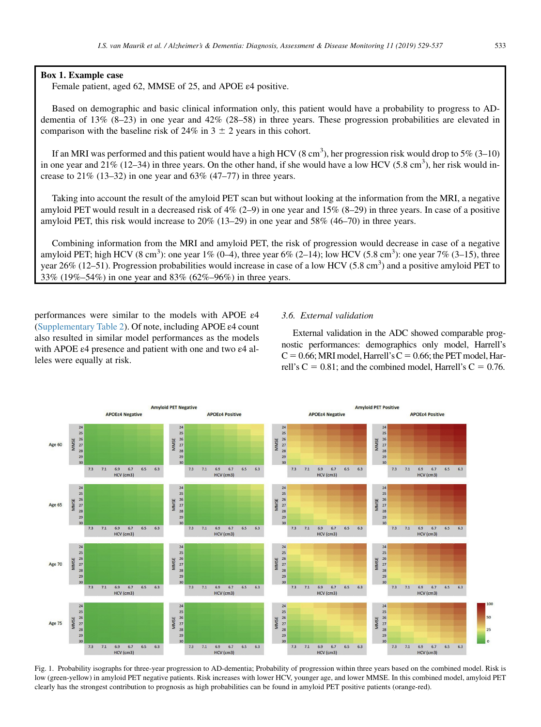**Box 1. Example case**

Female patient, aged 62, MMSE of 25, and APOE ε4 positive.

Based on demographic and basic clinical information only, this patient would have a probability to progress to AD-dementia of 13% (8–23) in one year and 42% (28–58) in three years. These progression probabilities are elevated in comparison with the baseline risk of 24% in 3 ± 2 years in this cohort.

If an MRI was performed and this patient would have a high HCV (8 $cm^3$), her progression risk would drop to 5% (3–10) in one year and 21% (12–34) in three years. On the other hand, if she would have a low HCV (5.8 $cm^3$), her risk would increase to 21% (13–32) in one year and 63% (47–77) in three years.

Taking into account the result of the amyloid PET scan but without looking at the information from the MRI, a negative amyloid PET would result in a decreased risk of 4% (2–9) in one year and 15% (8–29) in three years. In case of a positive amyloid PET, this risk would increase to 20% (13–29) in one year and 58% (46–70) in three years.

Combining information from the MRI and amyloid PET, the risk of progression would decrease in case of a negative amyloid PET; high HCV (8 $cm^3$): one year 1% (0–4), three year 6% (2–14); low HCV (5.8 $cm^3$): one year 7% (3–15), three year 26% (12–51). Progression probabilities would increase in case of a low HCV (5.8 $cm^3$) and a positive amyloid PET to 33% (19%–54%) in one year and 83% (62%–96%) in three years.

performances were similar to the models with APOE ε4 (Supplementary Table 2). Of note, including APOE ε4 count also resulted in similar model performances as the models with APOE ε4 presence and patient with one and two ε4 alleles were equally at risk.

### 3.6. External validation

External validation in the ADC showed comparable prognostic performances: demographics only model, Harrell's C = 0.66; MRI model, Harrell's C = 0.66; the PET model, Harrell's C = 0.81; and the combined model, Harrell's C = 0.76.

Fig. 1. Probability isographs for three-year progression to AD-dementia; Probability of progression within three years based on the combined model. Risk is low (green-yellow) in amyloid PET negative patients. Risk increases with lower HCV, younger age, and lower MMSE. In this combined model, amyloid PET clearly has the strongest contribution to prognosis as high probabilities can be found in amyloid PET positive patients (orange-red).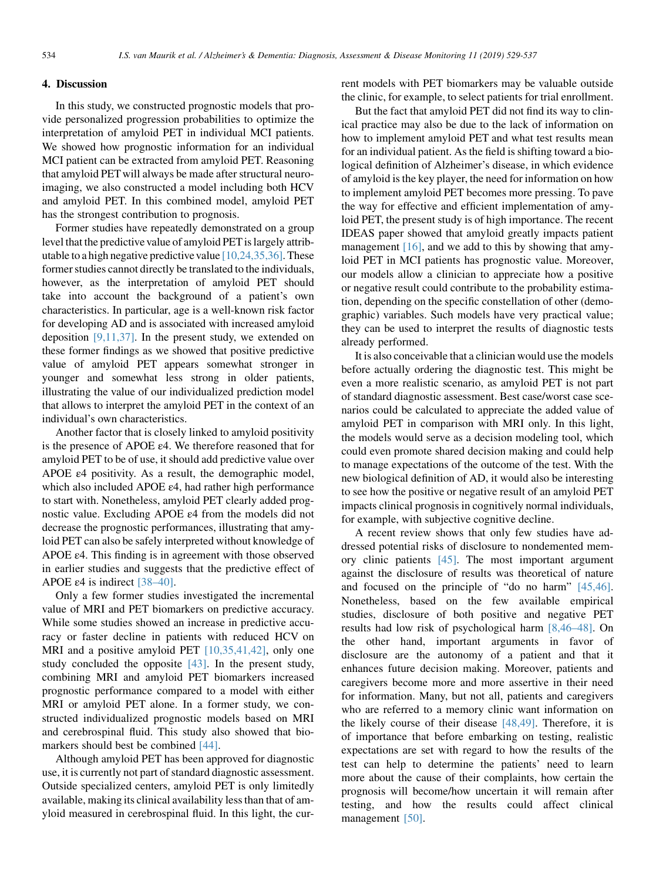## 4. Discussion

In this study, we constructed prognostic models that provide personalized prognostic probabilities to optimize the interpretation of amyloid PET in individual MCI patients. We showed how prognostic information for an individual MCI patient can be extracted from amyloid PET. Reasoning that amyloid PET will always be made after structural neuroimaging, we also constructed a model including both HCV and amyloid PET. In this combined model, amyloid PET has the strongest contribution to prognosis.

Former studies have repeatedly demonstrated on a group level that the predictive value of amyloid PET is largely attributable to a high negative predictive value [10,24,35,36]. These former studies cannot directly be translated to the individuals, however, as the interpretation of amyloid PET should take into account the background of a patient's own characteristics. In particular, age is a well-known risk factor for developing AD and is associated with increased amyloid deposition [9,11,37]. In the present study, we extended on these former findings as we showed that positive predictive value of amyloid PET appears somewhat stronger in younger and somewhat less strong in older patients, illustrating the value of our individualized prediction model that allows to interpret the amyloid PET in the context of an individual's own characteristics.

Another factor that is closely linked to amyloid positivity is the presence of APOE ε4. We therefore reasoned that for amyloid PET to be of use, it should add predictive value over APOE ε4 positivity. As a result, the demographic model, which also included APOE ε4, had rather high performance to start with. Nonetheless, amyloid PET clearly added prognostic value. Excluding APOE ε4 from the models did not decrease the prognostic performances, illustrating that amyloid PET can also be safely interpreted without knowledge of APOE ε4. This finding is in agreement with those observed in earlier studies and suggests that the predictive effect of APOE ε4 is indirect [38–40].

Only a few former studies investigated the incremental value of MRI and PET biomarkers on predictive accuracy. While some studies showed an increase in predictive accuracy or faster decline in patients with reduced HCV on MRI and a positive amyloid PET [10,35,41,42], only one study concluded the opposite [43]. In the present study, combining MRI and amyloid PET biomarkers increased prognostic performance compared to a model with either MRI or amyloid PET alone. In a former study, we constructed individualized prognostic models based on MRI and cerebrospinal fluid. This study also showed that biomarkers should best be combined [44].

Although amyloid PET has been approved for diagnostic use, it is currently not part of standard diagnostic assessment. Outside specialized centers, amyloid PET is only limitedly available, making its clinical availability less than that of amyloid measured in cerebrospinal fluid. In this light, the current models with PET biomarkers may be valuable outside the clinic, for example, to select patients for trial enrollment.

But the fact that amyloid PET did not find its way to clinical practice may also be due to the lack of information on how to implement amyloid PET and what test results mean for an individual patient. As the field is shifting toward a biological definition of Alzheimer's disease, in which evidence of amyloid is the key player, the need for information on how to implement amyloid PET becomes more pressing. To pave the way for effective and efficient implementation of amyloid PET, the present study is of high importance. The recent IDEAS paper showed that amyloid greatly impacts patient management [16], and we add to this by showing that amyloid PET in MCI patients has prognostic value. Moreover, our models allow a clinician to appreciate how a positive or negative result could contribute to the probability estimation, depending on the specific constellation of other (demographic) variables. Such models have very practical value; they can be used to interpret the results of diagnostic tests already performed.

It is also conceivable that a clinician would use the models before actually ordering the diagnostic test. This might be even a more realistic scenario, as amyloid PET is not part of standard diagnostic assessment. Best case/worst case scenarios could be calculated to appreciate the added value of amyloid PET in comparison with MRI only. In this light, the models would serve as a decision modeling tool, which could even promote shared decision making and could help to manage expectations of the outcome of the test. With the new biological definition of AD, it would also be interesting to see how the positive or negative result of an amyloid PET impacts clinical prognosis in cognitively normal individuals, for example, with subjective cognitive decline.

A recent review shows that only few studies have addressed potential risks of disclosure to nondemented memory clinic patients [45]. The most important argument against the disclosure of results was theoretical of nature and focused on the principle of "do no harm" [45,46]. Nonetheless, based on the few available empirical studies, disclosure of both positive and negative PET results had low risk of psychological harm [8,46–48]. On the other hand, important arguments in favor of disclosure are the autonomy of a patient and that it enhances future decision making. Moreover, patients and caregivers become more and more assertive in their need for information. Many, but not all, patients and caregivers who are referred to a memory clinic want information on the likely course of their disease [48,49]. Therefore, it is of importance that before embarking on testing, realistic expectations are set with regard to how the results of the test can help to determine the patients' need to learn more about the cause of their complaints, how certain the prognosis will become/how uncertain it will remain after testing, and how the results could affect clinical management [50].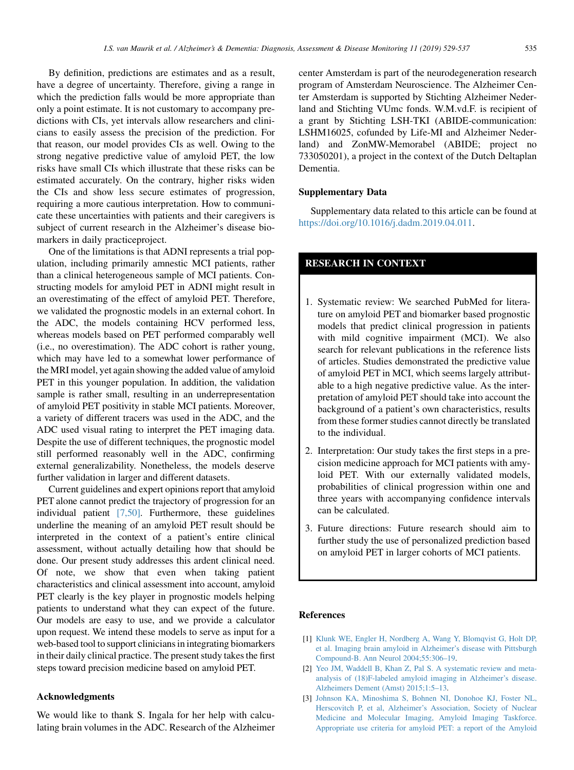By definition, predictions are estimates and as a result, have a degree of uncertainty. Therefore, giving a range in which the prediction falls would be more appropriate than only a point estimate. It is not customary to accompany predictions with CIs, yet intervals allow researchers and clinicians to easily assess the precision of the prediction. For that reason, our model provides CIs as well. Owing to the strong negative predictive value of amyloid PET, the low risks have small CIs which illustrate that these risks can be estimated accurately. On the contrary, higher risks widen the CIs and show less secure estimates of progression, requiring a more cautious interpretation. How to communicate these uncertainties with patients and their caregivers is subject of current research in the Alzheimer's disease biomarkers in daily practiceproject.

One of the limitations is that ADNI represents a trial population, including primarily amnestic MCI patients, rather than a clinical heterogeneous sample of MCI patients. Constructing models for amyloid PET in ADNI might result in an overestimating of the effect of amyloid PET. Therefore, we validated the prognostic models in an external cohort. In the ADC, the models containing HCV performed less, whereas models based on PET performed comparably well (i.e., no overestimation). The ADC cohort is rather young, which may have led to a somewhat lower performance of the MRI model, yet again showing the added value of amyloid PET in this younger population. In addition, the validation sample is rather small, resulting in an underrepresentation of amyloid PET positivity in stable MCI patients. Moreover, a variety of different tracers was used in the ADC, and the ADC used visual rating to interpret the PET imaging data. Despite the use of different techniques, the prognostic model still performed reasonably well in the ADC, confirming external generalizability. Nonetheless, the models deserve further validation in larger and different datasets.

Current guidelines and expert opinions report that amyloid PET alone cannot predict the trajectory of progression for an individual patient [7,50]. Furthermore, these guidelines underline the meaning of an amyloid PET result should be interpreted in the context of a patient's entire clinical assessment, without actually detailing how that should be done. Our present study addresses this ardent clinical need. Of note, we show that even when taking patient characteristics and clinical assessment into account, amyloid PET clearly is the key player in prognostic models helping patients to understand what they can expect of the future. Our models are easy to use, and we provide a calculator upon request. We intend these models to serve as input for a web-based tool to support clinicians in integrating biomarkers in their daily clinical practice. The present study takes the first steps toward precision medicine based on amyloid PET.

## Acknowledgments

We would like to thank S. Ingala for her help with calculating brain volumes in the ADC. Research of the Alzheimer center Amsterdam is part of the neurodegeneration research program of Amsterdam Neuroscience. The Alzheimer Center Amsterdam is supported by Stichting Alzheimer Nederland and Stichting VUmc fonds. W.M.vd.F. is recipient of a grant by Stichting LSH-TKI (ABIDE-communication: LSHM16025, cofunded by Life-MI and Alzheimer Nederland) and ZonMW-Memorabel (ABIDE; project no 733050201), a project in the context of the Dutch Deltaplan Dementia.

## Supplementary Data

Supplementary data related to this article can be found at https://doi.org/10.1016/j.dadm.2019.04.011.

## RESEARCH IN CONTEXT

1. Systematic review: We searched PubMed for literature on amyloid PET and biomarker based prognostic models that predict clinical progression in patients with mild cognitive impairment (MCI). We also search for relevant publications in the reference lists of articles. Studies demonstrated the predictive value of amyloid PET in MCI, which seems largely attributable to a high negative predictive value. As the interpretation of amyloid PET should take into account the background of a patient's own characteristics, results from these former studies cannot directly be translated to the individual.
2. Interpretation: Our study takes the first steps in a precision medicine approach for MCI patients with amyloid PET. With our externally validated models, probabilities of clinical progression within one and three years with accompanying confidence intervals can be calculated.
3. Future directions: Future research should aim to further study the use of personalized prediction based on amyloid PET in larger cohorts of MCI patients.

## References

[1] Klunk WE, Engler H, Nordberg A, Wang Y, Blomqvist G, Holt DP, et al. Imaging brain amyloid in Alzheimer's disease with Pittsburgh Compound-B. Ann Neurol 2004;55:306–19.

[2] Yeo JM, Waddell B, Khan Z, Pal S. A systematic review and meta-analysis of (18)F-labeled amyloid imaging in Alzheimer's disease. Alzheimers Dement (Amst) 2015;1:5–13.

[3] Johnson KA, Minoshima S, Bohnen NI, Donohoe KJ, Foster NL, Herscovitch P, et al, Alzheimer's Association, Society of Nuclear Medicine and Molecular Imaging, Amyloid Imaging Taskforce. Appropriate use criteria for amyloid PET: a report of the Amyloid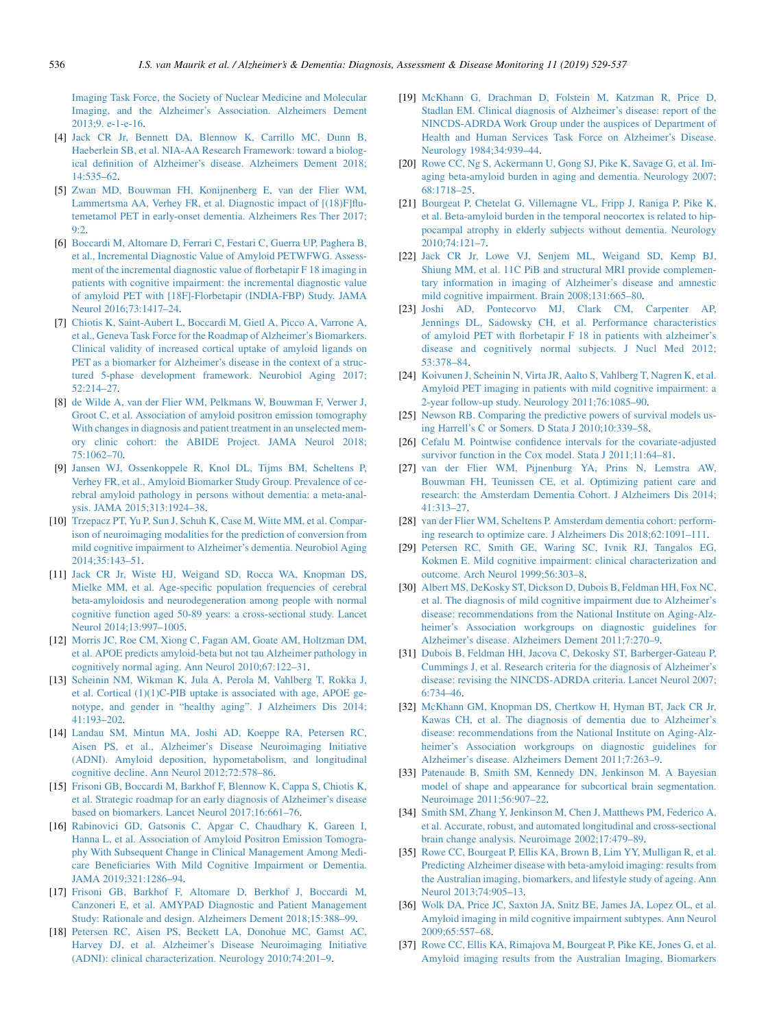Imaging Task Force, the Society of Nuclear Medicine and Molecular Imaging, and the Alzheimer's Association. Alzheimers Dement 2013;9. e-1-e-16.

[4] Jack CR Jr, Bennett DA, Blennow K, Carrillo MC, Dunn B, Haeberlein SB, et al. NIA-AA Research Framework: toward a biological definition of Alzheimer's disease. Alzheimers Dement 2018; 14:535–62.

[5] Zwan MD, Bouwman FH, Konijnenberg E, van der Flier WM, Lammertsma AA, Verhey FR, et al. Diagnostic impact of [(18)F]flutemetamol PET in early-onset dementia. Alzheimers Res Ther 2017; 9:2.

[6] Boccardi M, Altomare D, Ferrari C, Festari C, Guerra UP, Paghera B, et al., Incremental Diagnostic Value of Amyloid PETWFWG. Assessment of the incremental diagnostic value of florbetapir F 18 imaging in patients with cognitive impairment: the incremental diagnostic value of amyloid PET with [18F]-Florbetapir (INDIA-FBP) Study. JAMA Neurol 2016;73:1417–24.

[7] Chiotis K, Saint-Aubert L, Boccardi M, Gietl A, Picco A, Varrone A, et al., Geneva Task Force for the Roadmap of Alzheimer's Biomarkers. Clinical validity of increased cortical uptake of amyloid ligands on PET as a biomarker for Alzheimer's disease in the context of a structured 5-phase development framework. Neurobiol Aging 2017; 52:214–27.

[8] de Wilde A, van der Flier WM, Pelkmans W, Bouwman F, Verwer J, Groot C, et al. Association of amyloid positron emission tomography With changes in diagnosis and patient treatment in an unselected memory clinic cohort: the ABIDE Project. JAMA Neurol 2018; 75:1062–70.

[9] Jansen WJ, Ossenkoppele R, Knol DL, Tijms BM, Scheltens P, Verhey FR, et al., Amyloid Biomarker Study Group. Prevalence of cerebral amyloid pathology in persons without dementia: a meta-analysis. JAMA 2015;313:1924–38.

[10] Trzepacz PT, Yu P, Sun J, Schuh K, Case M, Witte MM, et al. Comparison of neuroimaging modalities for the prediction of conversion from mild cognitive impairment to Alzheimer's dementia. Neurobiol Aging 2014;35:143–51.

[11] Jack CR Jr, Wiste HJ, Weigand SD, Rocca WA, Knopman DS, Mielke MM, et al. Age-specific population frequencies of cerebral beta-amyloidosis and neurodegeneration among people with normal cognitive function aged 50-89 years: a cross-sectional study. Lancet Neurol 2014;13:997–1005.

[12] Morris JC, Roe CM, Xiong C, Fagan AM, Goate AM, Holtzman DM, et al. APOE predicts amyloid-beta but not tau Alzheimer pathology in cognitively normal aging. Ann Neurol 2010;67:122–31.

[13] Scheinin NM, Wikman K, Jula A, Perola M, Vahlberg T, Rokka J, et al. Cortical (1)(1)C-PIB uptake is associated with age, APOE genotype, and gender in "healthy aging". J Alzheimers Dis 2014; 41:193–202.

[14] Landau SM, Mintun MA, Joshi AD, Koeppe RA, Petersen RC, Aisen PS, et al., Alzheimer's Disease Neuroimaging Initiative (ADNI). Amyloid deposition, hypometabolism, and longitudinal cognitive decline. Ann Neurol 2012;72:578–86.

[15] Frisoni GB, Boccardi M, Barkhof F, Blennow K, Cappa S, Chiotis K, et al. Strategic roadmap for an early diagnosis of Alzheimer's disease based on biomarkers. Lancet Neurol 2017;16:661–76.

[16] Rabinovici GD, Gatsonis C, Apgar C, Chaudhary K, Gareen I, Hanna L, et al. Association of Amyloid Positron Emission Tomography With Subsequent Change in Clinical Management Among Medicare Beneficiaries With Mild Cognitive Impairment or Dementia. JAMA 2019;321:1286–94.

[17] Frisoni GB, Barkhof F, Altomare D, Berkhof J, Boccardi M, Canzoneri E, et al. AMYPAD Diagnostic and Patient Management Study: Rationale and design. Alzheimers Dement 2018;15:388–99.

[18] Petersen RC, Aisen PS, Beckett LA, Donohue MC, Gamst AC, Harvey DJ, et al. Alzheimer's Disease Neuroimaging Initiative (ADNI): clinical characterization. Neurology 2010;74:201–9.

[19] McKhann G, Drachman D, Folstein M, Katzman R, Price D, Stadlan EM. Clinical diagnosis of Alzheimer's disease: report of the NINCDS-ADRDA Work Group under the auspices of Department of Health and Human Services Task Force on Alzheimer's Disease. Neurology 1984;34:939–44.

[20] Rowe CC, Ng S, Ackermann U, Gong SJ, Pike K, Savage G, et al. Imaging beta-amyloid burden in aging and dementia. Neurology 2007; 68:1718–25.

[21] Bourgeat P, Chetelat G, Villemagne VL, Fripp J, Raniga P, Pike K, et al. Beta-amyloid burden in the temporal neocortex is related to hippocampal atrophy in elderly subjects without dementia. Neurology 2010;74:121–7.

[22] Jack CR Jr, Lowe VJ, Senjem ML, Weigand SD, Kemp BJ, Shiung MM, et al. 11C PiB and structural MRI provide complementary information in imaging of Alzheimer's disease and amnestic mild cognitive impairment. Brain 2008;131:665–80.

[23] Joshi AD, Pontecorvo MJ, Clark CM, Carpenter AP, Jennings DL, Sadowsky CH, et al. Performance characteristics of amyloid PET with florbetapir F 18 in patients with alzheimer's disease and cognitively normal subjects. J Nucl Med 2012; 53:378–84.

[24] Koivunen J, Scheinin N, Virta JR, Aalto S, Vahlberg T, Nagren K, et al. Amyloid PET imaging in patients with mild cognitive impairment: a 2-year follow-up study. Neurology 2011;76:1085–90.

[25] Newson RB. Comparing the predictive powers of survival models using Harrell's C or Somers. D Stata J 2010;10:339–58.

[26] Cefalu M. Pointwise confidence intervals for the covariate-adjusted survivor function in the Cox model. Stata J 2011;11:64–81.

[27] van der Flier WM, Pijnenburg YA, Prins N, Lemstra AW, Bouwman FH, Teunissen CE, et al. Optimizing patient care and research: the Amsterdam Dementia Cohort. J Alzheimers Dis 2014; 41:313–27.

[28] van der Flier WM, Scheltens P. Amsterdam dementia cohort: performing research to optimize care. J Alzheimers Dis 2018;62:1091–111.

[29] Petersen RC, Smith GE, Waring SC, Ivnik RJ, Tangalos EG, Kokmen E. Mild cognitive impairment: clinical characterization and outcome. Arch Neurol 1999;56:303–8.

[30] Albert MS, DeKosky ST, Dickson D, Dubois B, Feldman HH, Fox NC, et al. The diagnosis of mild cognitive impairment due to Alzheimer's disease: recommendations from the National Institute on Aging-Alzheimer's Association workgroups on diagnostic guidelines for Alzheimer's disease. Alzheimers Dement 2011;7:270–9.

[31] Dubois B, Feldman HH, Jacova C, Dekosky ST, Barberger-Gateau P, Cummings J, et al. Research criteria for the diagnosis of Alzheimer's disease: revising the NINCDS-ADRDA criteria. Lancet Neurol 2007; 6:734–46.

[32] McKhann GM, Knopman DS, Chertkow H, Hyman BT, Jack CR Jr, Kawas CH, et al. The diagnosis of dementia due to Alzheimer's disease: recommendations from the National Institute on Aging-Alzheimer's Association workgroups on diagnostic guidelines for Alzheimer's disease. Alzheimers Dement 2011;7:263–9.

[33] Patenaude B, Smith SM, Kennedy DN, Jenkinson M. A Bayesian model of shape and appearance for subcortical brain segmentation. Neuroimage 2011;56:907–22.

[34] Smith SM, Zhang Y, Jenkinson M, Chen J, Matthews PM, Federico A, et al. Accurate, robust, and automated longitudinal and cross-sectional brain change analysis. Neuroimage 2002;17:479–89.

[35] Rowe CC, Bourgeat P, Ellis KA, Brown B, Lim YY, Mulligan R, et al. Predicting Alzheimer disease with beta-amyloid imaging: results from the Australian imaging, biomarkers, and lifestyle study of ageing. Ann Neurol 2013;74:905–13.

[36] Wolk DA, Price JC, Saxton JA, Snitz BE, James JA, Lopez OL, et al. Amyloid imaging in mild cognitive impairment subtypes. Ann Neurol 2009;65:557–68.

[37] Rowe CC, Ellis KA, Rimajova M, Bourgeat P, Pike KE, Jones G, et al. Amyloid imaging results from the Australian Imaging, Biomarkers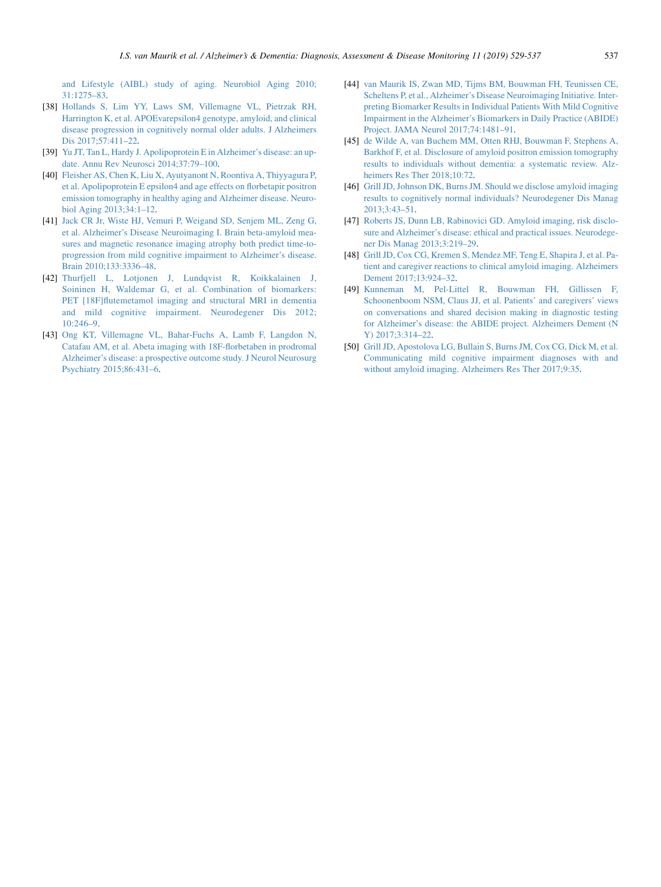and Lifestyle (AIBL) study of aging. Neurobiol Aging 2010; 31:1275–83.

[38] Hollands S, Lim YY, Laws SM, Villemagne VL, Pietrzak RH, Harrington K, et al. APOEvarepsilon4 genotype, amyloid, and clinical disease progression in cognitively normal older adults. J Alzheimers Dis 2017;57:411–22.

[39] Yu JT, Tan L, Hardy J. Apolipoprotein E in Alzheimer's disease: an update. Annu Rev Neurosci 2014;37:79–100.

[40] Fleisher AS, Chen K, Liu X, Ayutyanont N, Roontiva A, Thiyyagura P, et al. Apolipoprotein E epsilon4 and age effects on florbetapir positron emission tomography in healthy aging and Alzheimer disease. Neurobiol Aging 2013;34:1–12.

[41] Jack CR Jr, Wiste HJ, Vemuri P, Weigand SD, Senjem ML, Zeng G, et al. Alzheimer's Disease Neuroimaging I. Brain beta-amyloid measures and magnetic resonance imaging atrophy both predict time-to-progression from mild cognitive impairment to Alzheimer's disease. Brain 2010;133:3336–48.

[42] Thurfjell L, Lotjonen J, Lundqvist R, Koikkalainen J, Soininen H, Waldemar G, et al. Combination of biomarkers: PET [18F]flutemetamol imaging and structural MRI in dementia and mild cognitive impairment. Neurodegener Dis 2012; 10:246–9.

[43] Ong KT, Villemagne VL, Bahar-Fuchs A, Lamb F, Langdon N, Catafau AM, et al. Abeta imaging with 18F-florbetaben in prodromal Alzheimer's disease: a prospective outcome study. J Neurol Neurosurg Psychiatry 2015;86:431–6.

[44] van Maurik IS, Zwan MD, Tijms BM, Bouwman FH, Teunissen CE, Scheltens P, et al., Alzheimer's Disease Neuroimaging Initiative. Interpreting Biomarker Results in Individual Patients With Mild Cognitive Impairment in the Alzheimer's Biomarkers in Daily Practice (ABIDE) Project. JAMA Neurol 2017;74:1481–91.

[45] de Wilde A, van Buchem MM, Otten RHJ, Bouwman F, Stephens A, Barkhof F, et al. Disclosure of amyloid positron emission tomography results to individuals without dementia: a systematic review. Alzheimers Res Ther 2018;10:72.

[46] Grill JD, Johnson DK, Burns JM. Should we disclose amyloid imaging results to cognitively normal individuals? Neurodegener Dis Manag 2013;3:43–51.

[47] Roberts JS, Dunn LB, Rabinovici GD. Amyloid imaging, risk disclosure and Alzheimer's disease: ethical and practical issues. Neurodegener Dis Manag 2013;3:219–29.

[48] Grill JD, Cox CG, Kremen S, Mendez MF, Teng E, Shapira J, et al. Patient and caregiver reactions to clinical amyloid imaging. Alzheimers Dement 2017;13:924–32.

[49] Kunneman M, Pel-Littel R, Bouwman FH, Gillissen F, Schoonenboom NSM, Claus JJ, et al. Patients' and caregivers' views on conversations and shared decision making in diagnostic testing for Alzheimer's disease: the ABIDE project. Alzheimers Dement (N Y) 2017;3:314–22.

[50] Grill JD, Apostolova LG, Bullain S, Burns JM, Cox CG, Dick M, et al. Communicating mild cognitive impairment diagnoses with and without amyloid imaging. Alzheimers Res Ther 2017;9:35.